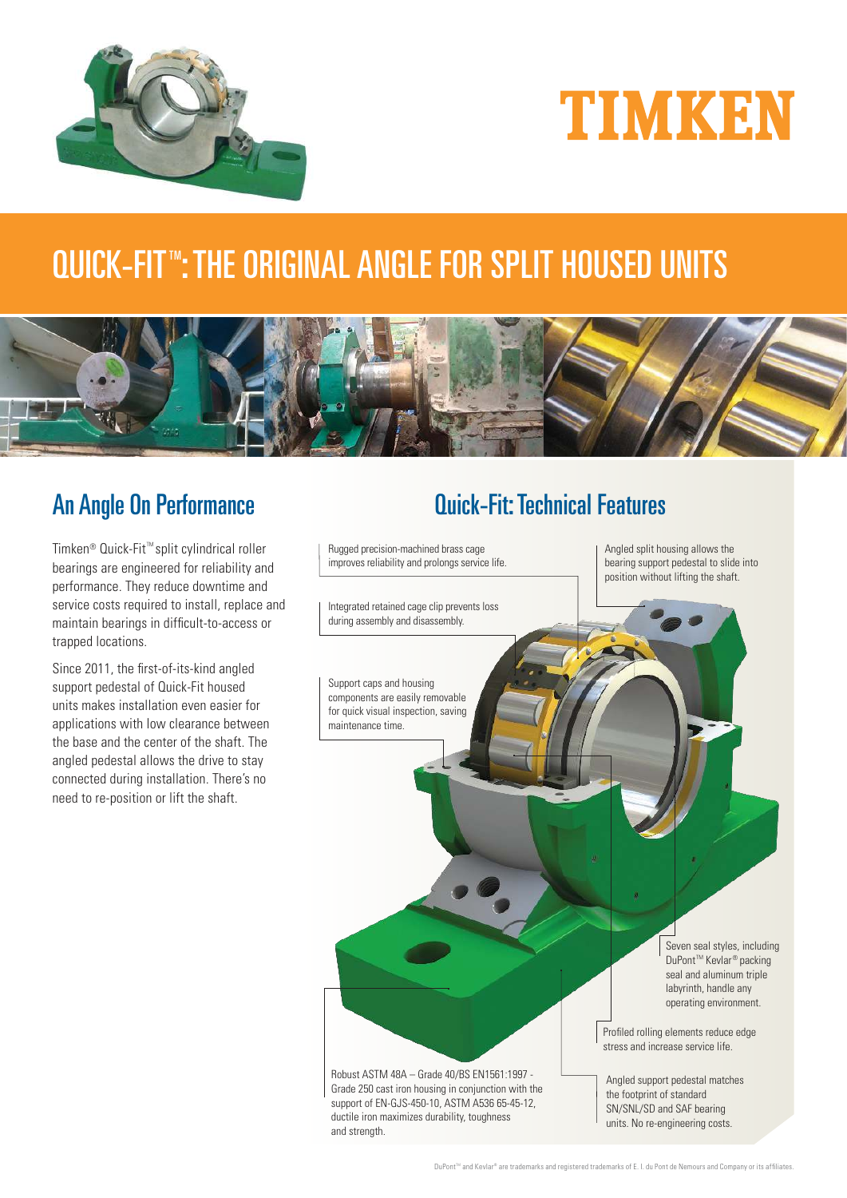# TIMKEN

# QUICK-FIT™: THE ORIGINAL ANGLE FOR SPLIT HOUSED UNITS

## An Angle On Performance

Timken® Quick-Fit™ split cylindrical roller bearings are engineered for reliability and performance. They reduce downtime and service costs required to install, replace and maintain bearings in difficult-to-access or trapped locations.

Since 2011, the first-of-its-kind angled support pedestal of Quick-Fit housed units makes installation even easier for applications with low clearance between the base and the center of the shaft. The angled pedestal allows the drive to stay connected during installation. There's no need to re-position or lift the shaft.

## Quick-Fit: Technical Features

- Rugged precision-machined brass cage improves reliability and prolongs service life.
- Angled split housing allows the bearing support pedestal to slide into position without lifting the shaft.
- Integrated retained cage clip prevents loss during assembly and disassembly.
- Support caps and housing components are easily removable for quick visual inspection, saving maintenance time.
- Seven seal styles, including DuPont™ Kevlar® packing seal and aluminum triple labyrinth, handle any operating environment.
- Profiled rolling elements reduce edge stress and increase service life.
- Robust ASTM 48A – Grade 40/BS EN1561:1997 - Grade 250 cast iron housing in conjunction with the support of EN-GJS-450-10, ASTM A536 65-45-12, ductile iron maximizes durability, toughness and strength.
- Angled support pedestal matches the footprint of standard SN/SNL/SD and SAF bearing units. No re-engineering costs.

DuPont™ and Kevlar® are trademarks and registered trademarks of E. I. du Pont de Nemours and Company or its affiliates.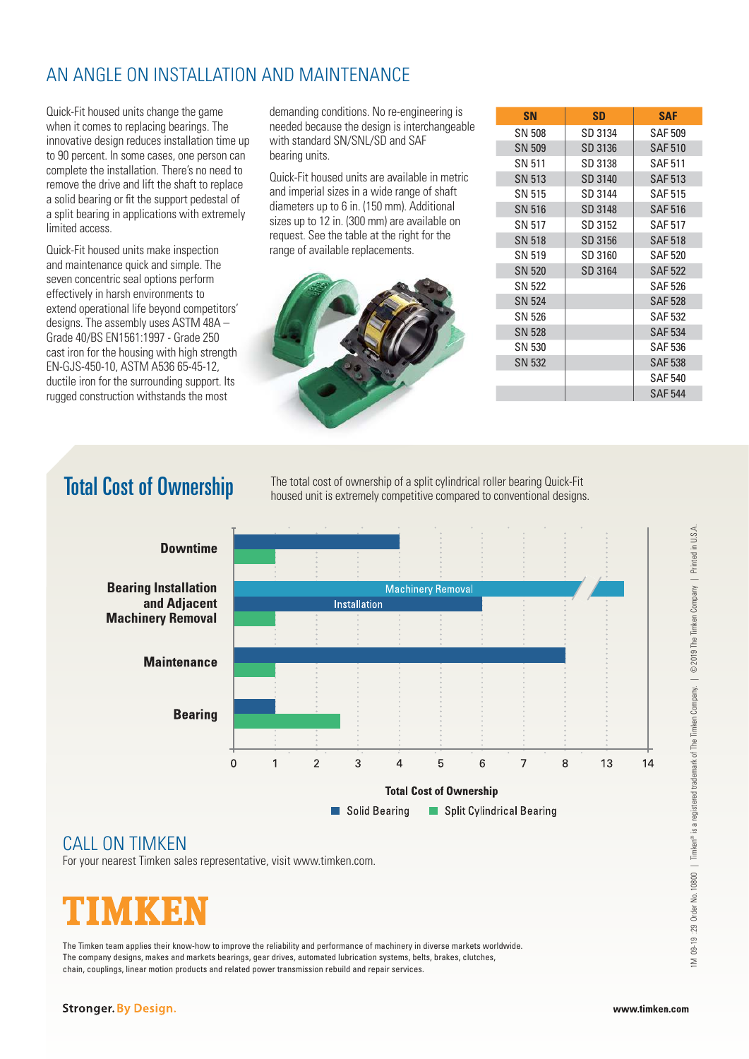## AN ANGLE ON INSTALLATION AND MAINTENANCE

Quick-Fit housed units change the game when it comes to replacing bearings. The innovative design reduces installation time up to 90 percent. In some cases, one person can complete the installation. There's no need to remove the drive and lift the shaft to replace a solid bearing or fit the support pedestal of a split bearing in applications with extremely limited access.

Quick-Fit housed units make inspection and maintenance quick and simple. The seven concentric seal options perform effectively in harsh environments to extend operational life beyond competitors' designs. The assembly uses ASTM 48A – Grade 40/BS EN1561:1997 - Grade 250 cast iron for the housing with high strength EN-GJS-450-10, ASTM A536 65-45-12, ductile iron for the surrounding support. Its rugged construction withstands the most demanding conditions. No re-engineering is needed because the design is interchangeable with standard SN/SNL/SD and SAF bearing units.

Quick-Fit housed units are available in metric and imperial sizes in a wide range of shaft diameters up to 6 in. (150 mm). Additional sizes up to 12 in. (300 mm) are available on request. See the table at the right for the range of available replacements.

| SN | SD | SAF |
|---|---|---|
| SN 508 | SD 3134 | SAF 509 |
| SN 509 | SD 3136 | SAF 510 |
| SN 511 | SD 3138 | SAF 511 |
| SN 513 | SD 3140 | SAF 513 |
| SN 515 | SD 3144 | SAF 515 |
| SN 516 | SD 3148 | SAF 516 |
| SN 517 | SD 3152 | SAF 517 |
| SN 518 | SD 3156 | SAF 518 |
| SN 519 | SD 3160 | SAF 520 |
| SN 520 | SD 3164 | SAF 522 |
| SN 522 | | SAF 526 |
| SN 524 | | SAF 528 |
| SN 526 | | SAF 532 |
| SN 528 | | SAF 534 |
| SN 530 | | SAF 536 |
| SN 532 | | SAF 538 |
| | | SAF 540 |
| | | SAF 544 |

## Total Cost of Ownership

The total cost of ownership of a split cylindrical roller bearing Quick-Fit housed unit is extremely competitive compared to conventional designs.

Downtime

Bearing Installation and Adjacent Machinery Removal

Machinery Removal

Installation

Maintenance

Bearing

0 1 2 3 4 5 6 7 8 13 14

Total Cost of Ownership

Solid Bearing

Split Cylindrical Bearing

## CALL ON TIMKEN

For your nearest Timken sales representative, visit www.timken.com.

**TIMKEN**

The Timken team applies their know-how to improve the reliability and performance of machinery in diverse markets worldwide. The company designs, makes and markets bearings, gear drives, automated lubrication systems, belts, brakes, clutches, chain, couplings, linear motion products and related power transmission rebuild and repair services.

**Stronger.** By Design.

www.timken.com

1M 09-19 :29 Order No. 10800 | Timken® is a registered trademark of The Timken Company. | © 2019 The Timken Company | Printed in U.S.A.